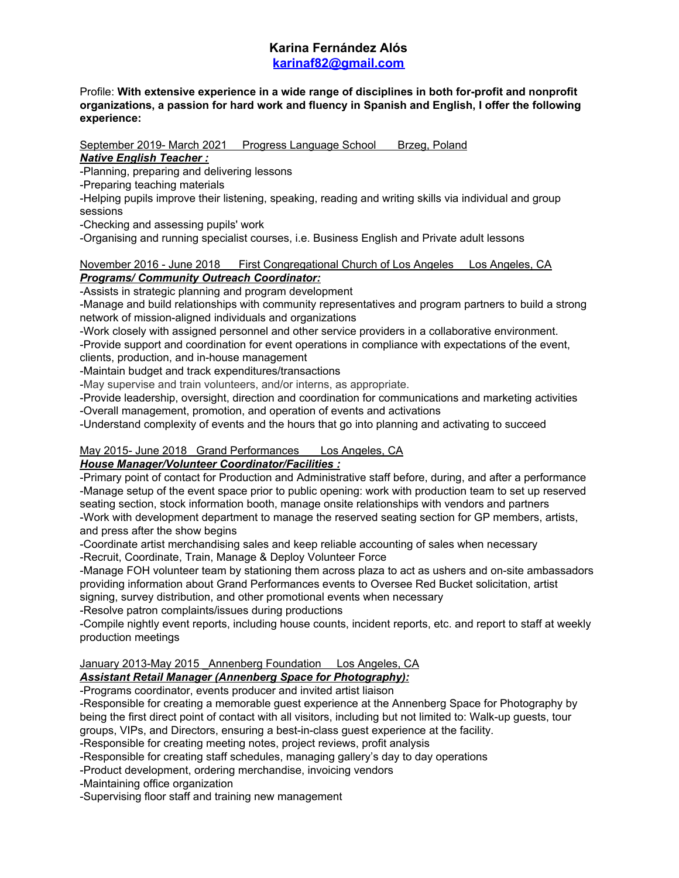# Karina Fernández Alós

**[karinaf82@gmail.com](mailto:karinaf82@gmail.com)**

Profile: **With extensive experience in a wide range of disciplines in both for-profit and nonprofit organizations, a passion for hard work and fluency in Spanish and English, I offer the following experience:**

September 2019- March 2021 Progress Language School Brzeg, Poland

***Native English Teacher :***

-Planning, preparing and delivering lessons
-Preparing teaching materials
-Helping pupils improve their listening, speaking, reading and writing skills via individual and group sessions
-Checking and assessing pupils' work
-Organising and running specialist courses, i.e. Business English and Private adult lessons

November 2016 - June 2018 First Congregational Church of Los Angeles Los Angeles, CA

***Programs/ Community Outreach Coordinator:***

-Assists in strategic planning and program development
-Manage and build relationships with community representatives and program partners to build a strong network of mission-aligned individuals and organizations
-Work closely with assigned personnel and other service providers in a collaborative environment.
-Provide support and coordination for event operations in compliance with expectations of the event, clients, production, and in-house management
-Maintain budget and track expenditures/transactions
-May supervise and train volunteers, and/or interns, as appropriate.
-Provide leadership, oversight, direction and coordination for communications and marketing activities
-Overall management, promotion, and operation of events and activations
-Understand complexity of events and the hours that go into planning and activating to succeed

May 2015- June 2018 Grand Performances Los Angeles, CA

***House Manager/Volunteer Coordinator/Facilities :***

-Primary point of contact for Production and Administrative staff before, during, and after a performance
-Manage setup of the event space prior to public opening: work with production team to set up reserved seating section, stock information booth, manage onsite relationships with vendors and partners
-Work with development department to manage the reserved seating section for GP members, artists, and press after the show begins
-Coordinate artist merchandising sales and keep reliable accounting of sales when necessary
-Recruit, Coordinate, Train, Manage & Deploy Volunteer Force
-Manage FOH volunteer team by stationing them across plaza to act as ushers and on-site ambassadors providing information about Grand Performances events to Oversee Red Bucket solicitation, artist signing, survey distribution, and other promotional events when necessary
-Resolve patron complaints/issues during productions
-Compile nightly event reports, including house counts, incident reports, etc. and report to staff at weekly production meetings

January 2013-May 2015 _Annenberg Foundation Los Angeles, CA

***Assistant Retail Manager (Annenberg Space for Photography):***

-Programs coordinator, events producer and invited artist liaison
-Responsible for creating a memorable guest experience at the Annenberg Space for Photography by being the first direct point of contact with all visitors, including but not limited to: Walk-up guests, tour groups, VIPs, and Directors, ensuring a best-in-class guest experience at the facility.
-Responsible for creating meeting notes, project reviews, profit analysis
-Responsible for creating staff schedules, managing gallery's day to day operations
-Product development, ordering merchandise, invoicing vendors
-Maintaining office organization
-Supervising floor staff and training new management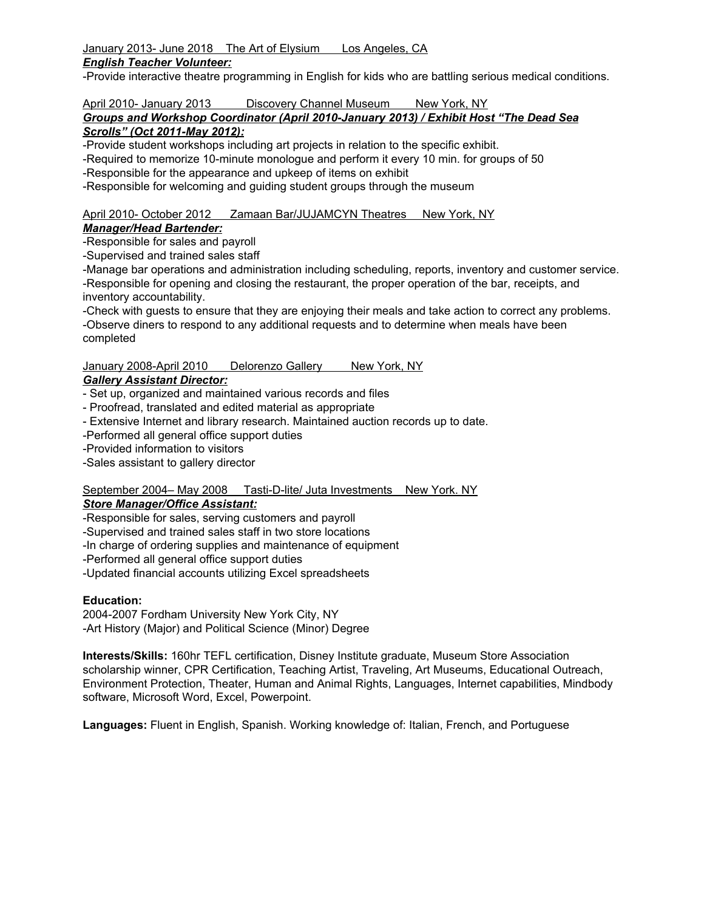January 2013- June 2018 The Art of Elysium Los Angeles, CA

***English Teacher Volunteer:***

-Provide interactive theatre programming in English for kids who are battling serious medical conditions.

April 2010- January 2013 Discovery Channel Museum New York, NY

***Groups and Workshop Coordinator (April 2010-January 2013) / Exhibit Host "The Dead Sea Scrolls" (Oct 2011-May 2012):***

-Provide student workshops including art projects in relation to the specific exhibit.
-Required to memorize 10-minute monologue and perform it every 10 min. for groups of 50
-Responsible for the appearance and upkeep of items on exhibit
-Responsible for welcoming and guiding student groups through the museum

April 2010- October 2012 Zamaan Bar/JUJAMCYN Theatres New York, NY

***Manager/Head Bartender:***

-Responsible for sales and payroll
-Supervised and trained sales staff
-Manage bar operations and administration including scheduling, reports, inventory and customer service.
-Responsible for opening and closing the restaurant, the proper operation of the bar, receipts, and inventory accountability.
-Check with guests to ensure that they are enjoying their meals and take action to correct any problems.
-Observe diners to respond to any additional requests and to determine when meals have been completed

January 2008-April 2010 Delorenzo Gallery New York, NY

***Gallery Assistant Director:***

- Set up, organized and maintained various records and files
- Proofread, translated and edited material as appropriate
- Extensive Internet and library research. Maintained auction records up to date.
-Performed all general office support duties
-Provided information to visitors
-Sales assistant to gallery director

September 2004– May 2008 Tasti-D-lite/ Juta Investments New York. NY

***Store Manager/Office Assistant:***

-Responsible for sales, serving customers and payroll
-Supervised and trained sales staff in two store locations
-In charge of ordering supplies and maintenance of equipment
-Performed all general office support duties
-Updated financial accounts utilizing Excel spreadsheets

**Education:**

2004-2007 Fordham University New York City, NY
-Art History (Major) and Political Science (Minor) Degree

**Interests/Skills:** 160hr TEFL certification, Disney Institute graduate, Museum Store Association scholarship winner, CPR Certification, Teaching Artist, Traveling, Art Museums, Educational Outreach, Environment Protection, Theater, Human and Animal Rights, Languages, Internet capabilities, Mindbody software, Microsoft Word, Excel, Powerpoint.

**Languages:** Fluent in English, Spanish. Working knowledge of: Italian, French, and Portuguese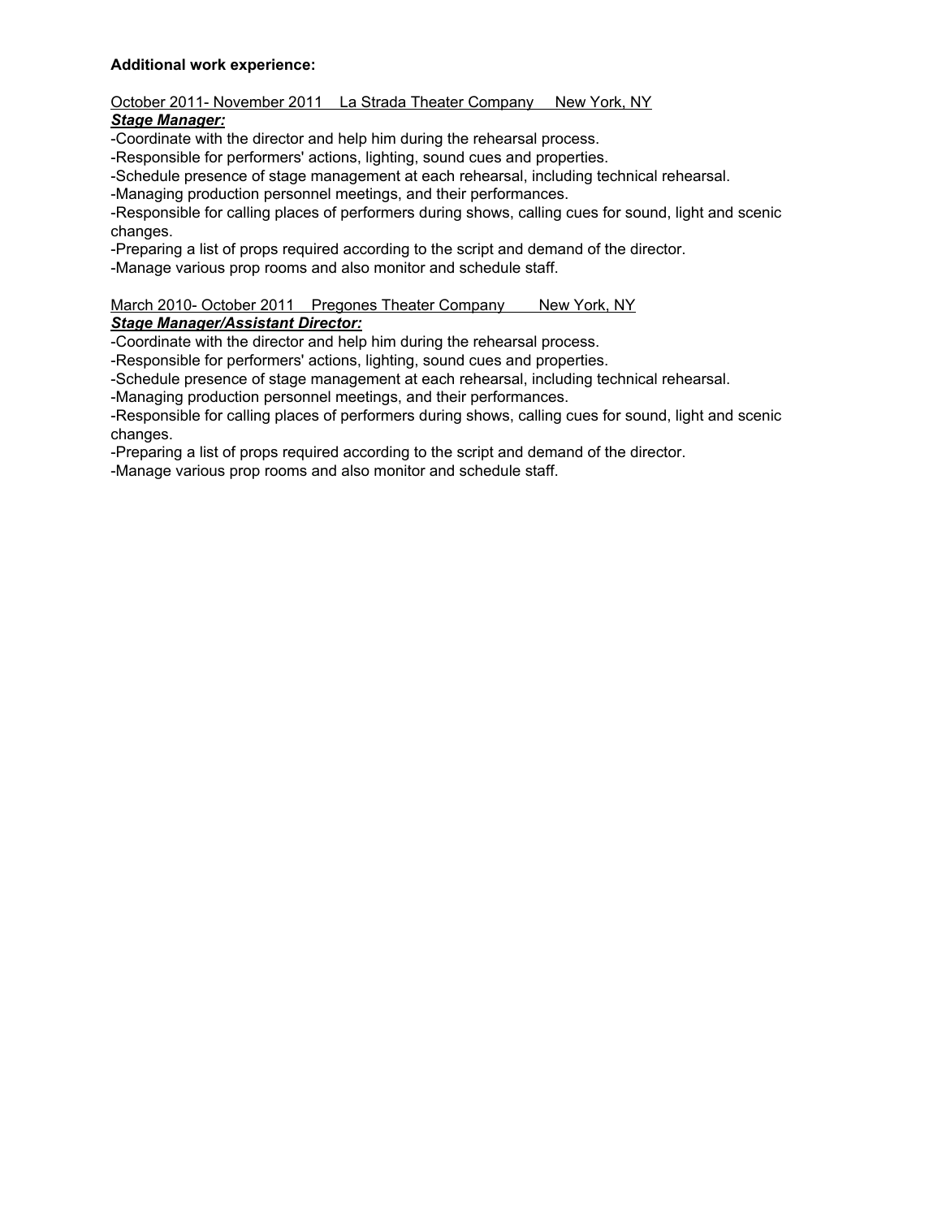**Additional work experience:**

October 2011- November 2011 La Strada Theater Company New York, NY

***Stage Manager:***

-Coordinate with the director and help him during the rehearsal process.
-Responsible for performers' actions, lighting, sound cues and properties.
-Schedule presence of stage management at each rehearsal, including technical rehearsal.
-Managing production personnel meetings, and their performances.
-Responsible for calling places of performers during shows, calling cues for sound, light and scenic changes.
-Preparing a list of props required according to the script and demand of the director.
-Manage various prop rooms and also monitor and schedule staff.

March 2010- October 2011 Pregones Theater Company New York, NY

***Stage Manager/Assistant Director:***

-Coordinate with the director and help him during the rehearsal process.
-Responsible for performers' actions, lighting, sound cues and properties.
-Schedule presence of stage management at each rehearsal, including technical rehearsal.
-Managing production personnel meetings, and their performances.
-Responsible for calling places of performers during shows, calling cues for sound, light and scenic changes.
-Preparing a list of props required according to the script and demand of the director.
-Manage various prop rooms and also monitor and schedule staff.